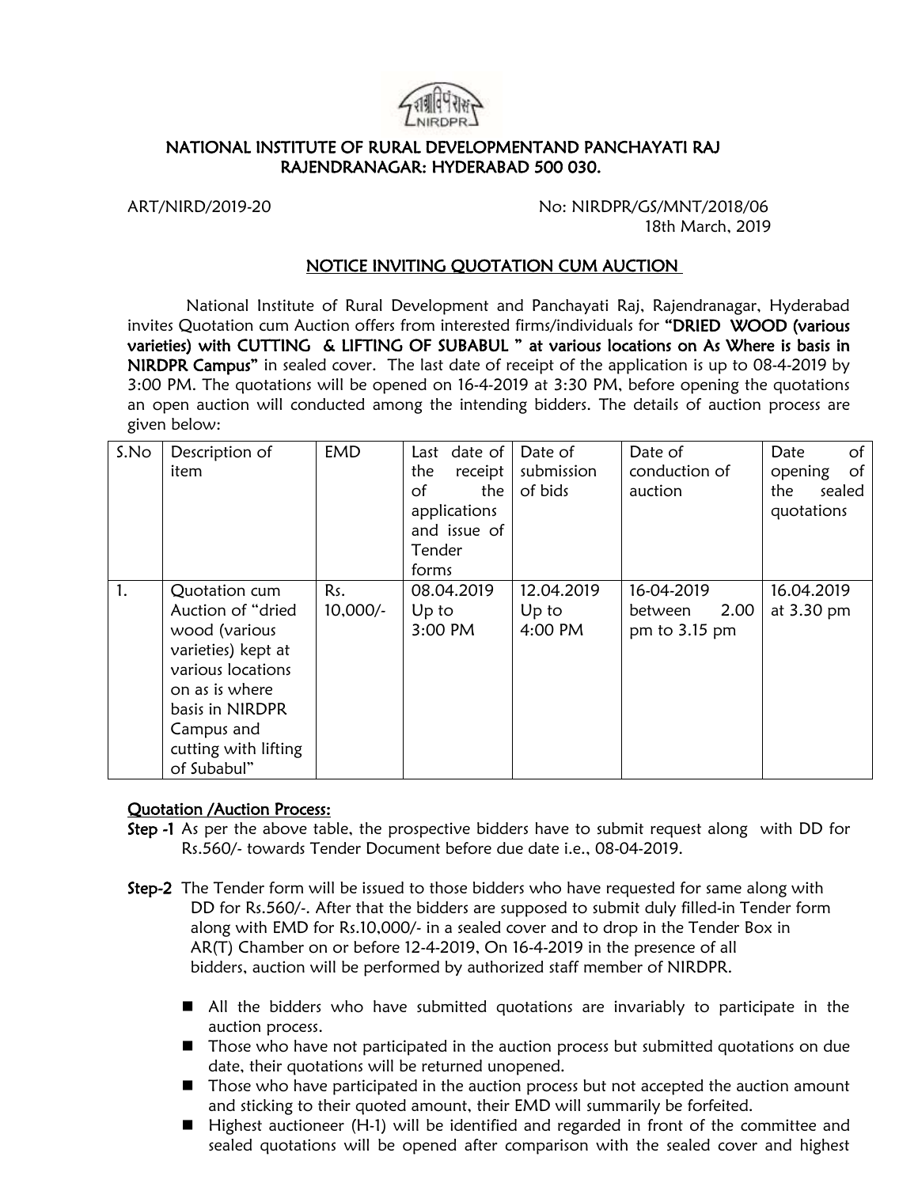# NATIONAL INSTITUTE OF RURAL DEVELOPMENTAND PANCHAYATI RAJ
## RAJENDRANAGAR: HYDERABAD 500 030.

ART/NIRD/2019-20 No: NIRDPR/GS/MNT/2018/06

18th March, 2019

### NOTICE INVITING QUOTATION CUM AUCTION

National Institute of Rural Development and Panchayati Raj, Rajendranagar, Hyderabad invites Quotation cum Auction offers from interested firms/individuals for **"DRIED WOOD (various varieties) with CUTTING & LIFTING OF SUBABUL " at various locations on As Where is basis in NIRDPR Campus"** in sealed cover. The last date of receipt of the application is up to 08-4-2019 by 3:00 PM. The quotations will be opened on 16-4-2019 at 3:30 PM, before opening the quotations an open auction will conducted among the intending bidders. The details of auction process are given below:

| S.No | Description of item | EMD | Last date of the receipt of the applications and issue of Tender forms | Date of submission of bids | Date of conduction of auction | Date of opening of the sealed quotations |
|---|---|---|---|---|---|---|
| 1. | Quotation cum Auction of "dried wood (various varieties) kept at various locations on as is where basis in NIRDPR Campus and cutting with lifting of Subabul" | Rs. 10,000/- | 08.04.2019 Up to 3:00 PM | 12.04.2019 Up to 4:00 PM | 16-04-2019 between 2.00 pm to 3.15 pm | 16.04.2019 at 3.30 pm |

**Quotation /Auction Process:**

**Step -1** As per the above table, the prospective bidders have to submit request along with DD for Rs.560/- towards Tender Document before due date i.e., 08-04-2019.

**Step-2** The Tender form will be issued to those bidders who have requested for same along with DD for Rs.560/-. After that the bidders are supposed to submit duly filled-in Tender form along with EMD for Rs.10,000/- in a sealed cover and to drop in the Tender Box in AR(T) Chamber on or before 12-4-2019, On 16-4-2019 in the presence of all bidders, auction will be performed by authorized staff member of NIRDPR.

- All the bidders who have submitted quotations are invariably to participate in the auction process.
- Those who have not participated in the auction process but submitted quotations on due date, their quotations will be returned unopened.
- Those who have participated in the auction process but not accepted the auction amount and sticking to their quoted amount, their EMD will summarily be forfeited.
- Highest auctioneer (H-1) will be identified and regarded in front of the committee and sealed quotations will be opened after comparison with the sealed cover and highest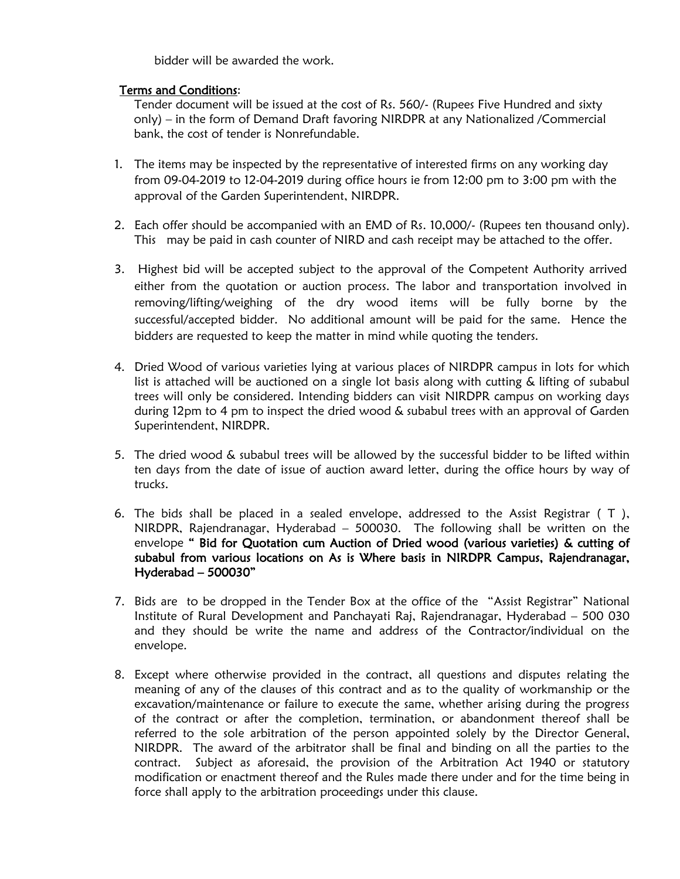bidder will be awarded the work.

**Terms and Conditions**:

Tender document will be issued at the cost of Rs. 560/- (Rupees Five Hundred and sixty only) – in the form of Demand Draft favoring NIRDPR at any Nationalized /Commercial bank, the cost of tender is Nonrefundable.

1. The items may be inspected by the representative of interested firms on any working day from 09-04-2019 to 12-04-2019 during office hours ie from 12:00 pm to 3:00 pm with the approval of the Garden Superintendent, NIRDPR.

2. Each offer should be accompanied with an EMD of Rs. 10,000/- (Rupees ten thousand only). This may be paid in cash counter of NIRD and cash receipt may be attached to the offer.

3. Highest bid will be accepted subject to the approval of the Competent Authority arrived either from the quotation or auction process. The labor and transportation involved in removing/lifting/weighing of the dry wood items will be fully borne by the successful/accepted bidder. No additional amount will be paid for the same. Hence the bidders are requested to keep the matter in mind while quoting the tenders.

4. Dried Wood of various varieties lying at various places of NIRDPR campus in lots for which list is attached will be auctioned on a single lot basis along with cutting & lifting of subabul trees will only be considered. Intending bidders can visit NIRDPR campus on working days during 12pm to 4 pm to inspect the dried wood & subabul trees with an approval of Garden Superintendent, NIRDPR.

5. The dried wood & subabul trees will be allowed by the successful bidder to be lifted within ten days from the date of issue of auction award letter, during the office hours by way of trucks.

6. The bids shall be placed in a sealed envelope, addressed to the Assist Registrar ( T ), NIRDPR, Rajendranagar, Hyderabad – 500030. The following shall be written on the envelope **" Bid for Quotation cum Auction of Dried wood (various varieties) & cutting of subabul from various locations on As is Where basis in NIRDPR Campus, Rajendranagar, Hyderabad – 500030"**

7. Bids are to be dropped in the Tender Box at the office of the "Assist Registrar" National Institute of Rural Development and Panchayati Raj, Rajendranagar, Hyderabad – 500 030 and they should be write the name and address of the Contractor/individual on the envelope.

8. Except where otherwise provided in the contract, all questions and disputes relating the meaning of any of the clauses of this contract and as to the quality of workmanship or the excavation/maintenance or failure to execute the same, whether arising during the progress of the contract or after the completion, termination, or abandonment thereof shall be referred to the sole arbitration of the person appointed solely by the Director General, NIRDPR. The award of the arbitrator shall be final and binding on all the parties to the contract. Subject as aforesaid, the provision of the Arbitration Act 1940 or statutory modification or enactment thereof and the Rules made there under and for the time being in force shall apply to the arbitration proceedings under this clause.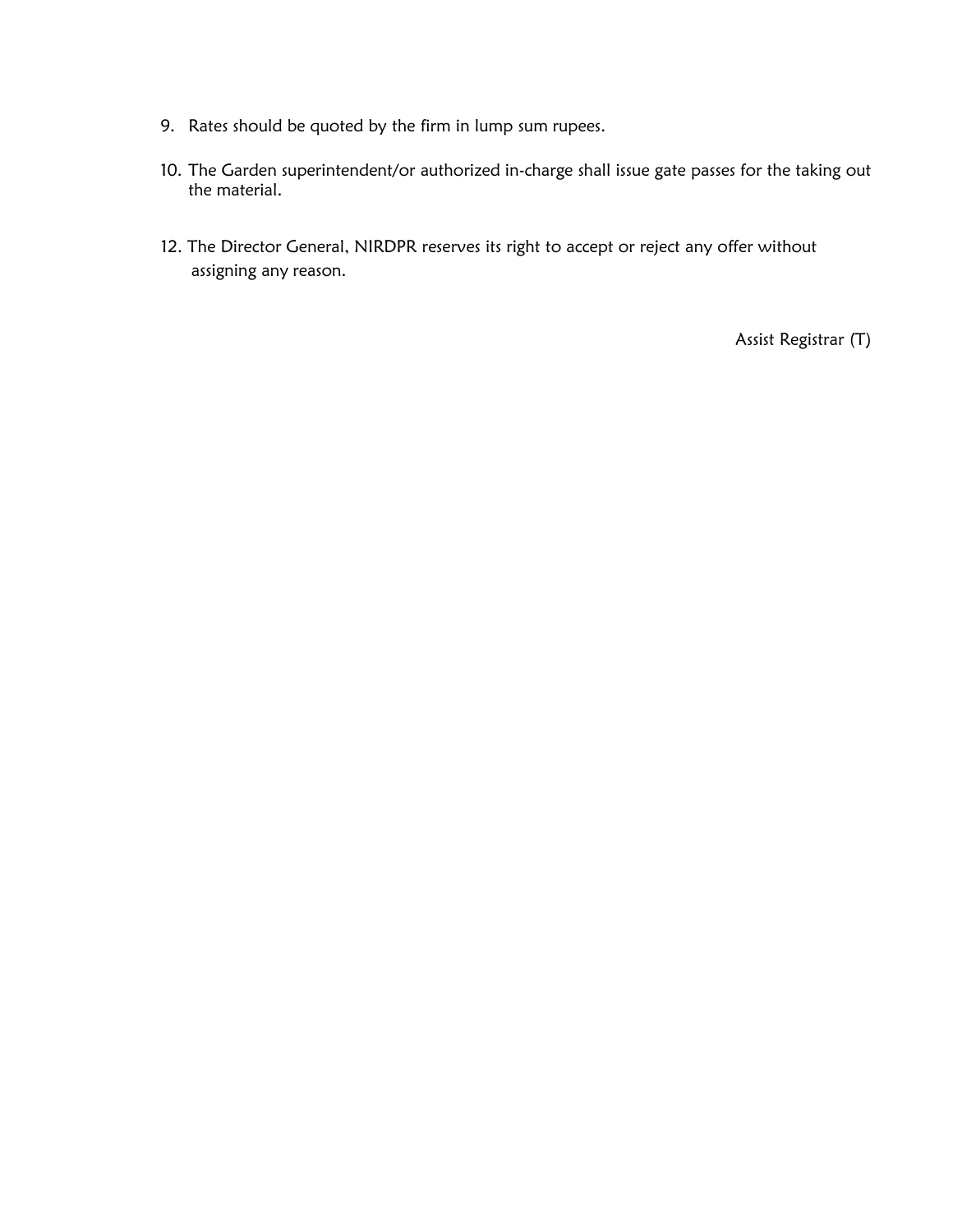9. Rates should be quoted by the firm in lump sum rupees.

10. The Garden superintendent/or authorized in-charge shall issue gate passes for the taking out the material.

12. The Director General, NIRDPR reserves its right to accept or reject any offer without assigning any reason.

Assist Registrar (T)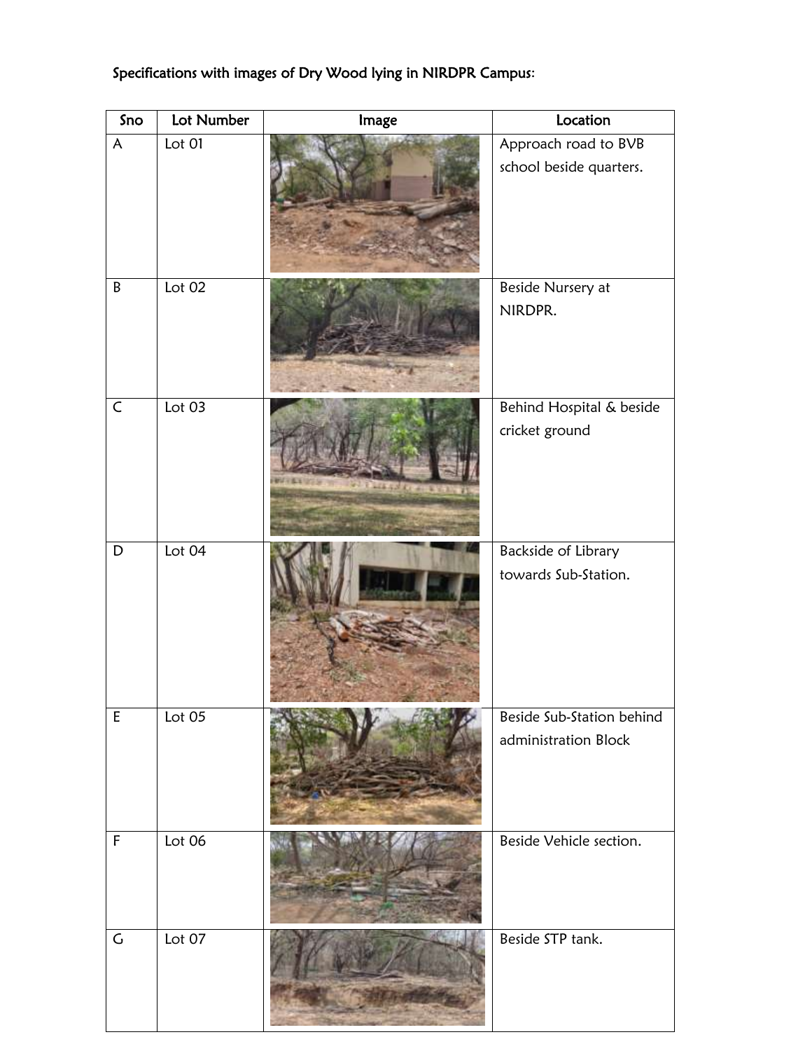Specifications with images of Dry Wood lying in NIRDPR Campus:

| Sno | Lot Number | Image | Location |
|---|---|---|---|
| A | Lot 01 | | Approach road to BVB school beside quarters. |
| B | Lot 02 | | Beside Nursery at NIRDPR. |
| C | Lot 03 | | Behind Hospital & beside cricket ground |
| D | Lot 04 | | Backside of Library towards Sub-Station. |
| E | Lot 05 | | Beside Sub-Station behind administration Block |
| F | Lot 06 | | Beside Vehicle section. |
| G | Lot 07 | | Beside STP tank. |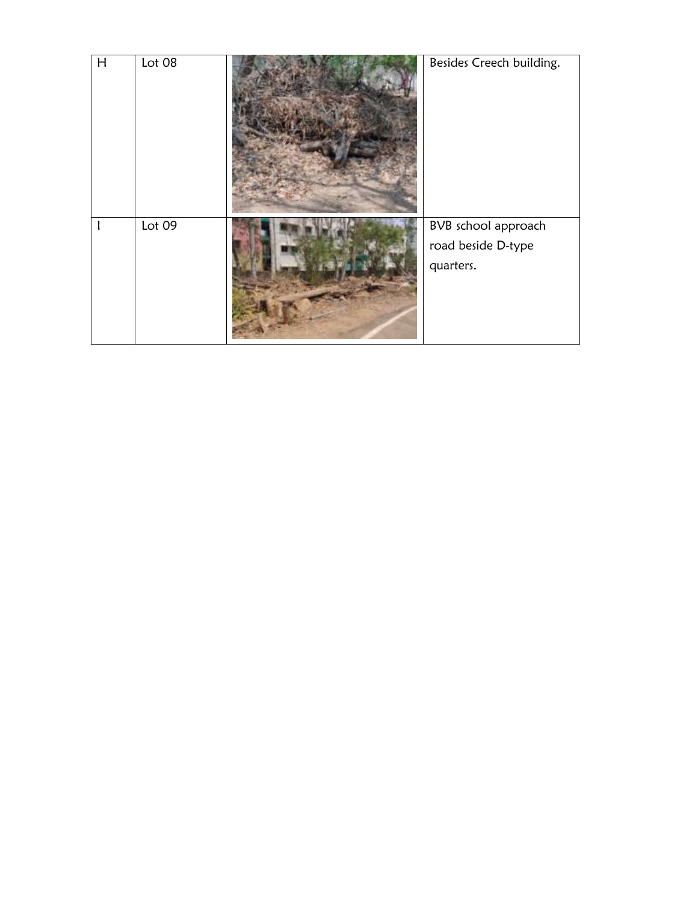| H | Lot 08 |  | Besides Creech building. |
|---|---|---|---|
| I | Lot 09 |  | BVB school approach road beside D-type quarters. |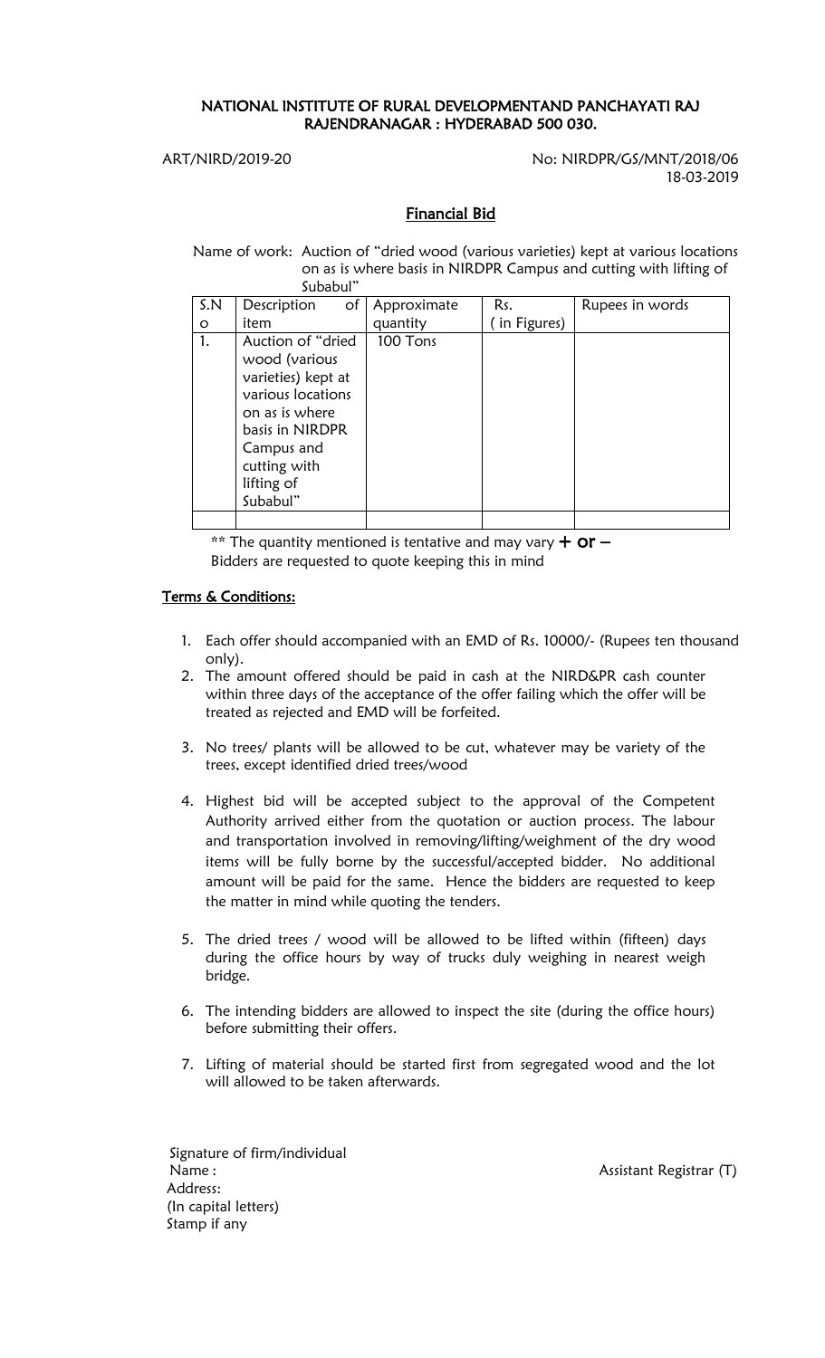## NATIONAL INSTITUTE OF RURAL DEVELOPMENTAND PANCHAYATI RAJ
## RAJENDRANAGAR : HYDERABAD 500 030.

ART/NIRD/2019-20 No: NIRDPR/GS/MNT/2018/06

18-03-2019

### Financial Bid

Name of work: Auction of "dried wood (various varieties) kept at various locations on as is where basis in NIRDPR Campus and cutting with lifting of Subabul"

| S.No | Description of item | Approximate quantity | Rs. ( in Figures) | Rupees in words |
|---|---|---|---|---|
| 1. | Auction of "dried wood (various varieties) kept at various locations on as is where basis in NIRDPR Campus and cutting with lifting of Subabul" | 100 Tons | | |
| | | | | |

** The quantity mentioned is tentative and may vary **+ or –**
Bidders are requested to quote keeping this in mind

### Terms & Conditions:

1. Each offer should accompanied with an EMD of Rs. 10000/- (Rupees ten thousand only).
2. The amount offered should be paid in cash at the NIRD&PR cash counter within three days of the acceptance of the offer failing which the offer will be treated as rejected and EMD will be forfeited.
3. No trees/ plants will be allowed to be cut, whatever may be variety of the trees, except identified dried trees/wood
4. Highest bid will be accepted subject to the approval of the Competent Authority arrived either from the quotation or auction process. The labour and transportation involved in removing/lifting/weighment of the dry wood items will be fully borne by the successful/accepted bidder. No additional amount will be paid for the same. Hence the bidders are requested to keep the matter in mind while quoting the tenders.
5. The dried trees / wood will be allowed to be lifted within (fifteen) days during the office hours by way of trucks duly weighing in nearest weigh bridge.
6. The intending bidders are allowed to inspect the site (during the office hours) before submitting their offers.
7. Lifting of material should be started first from segregated wood and the lot will allowed to be taken afterwards.

Signature of firm/individual
Name :
Address:
(In capital letters)
Stamp if any

Assistant Registrar (T)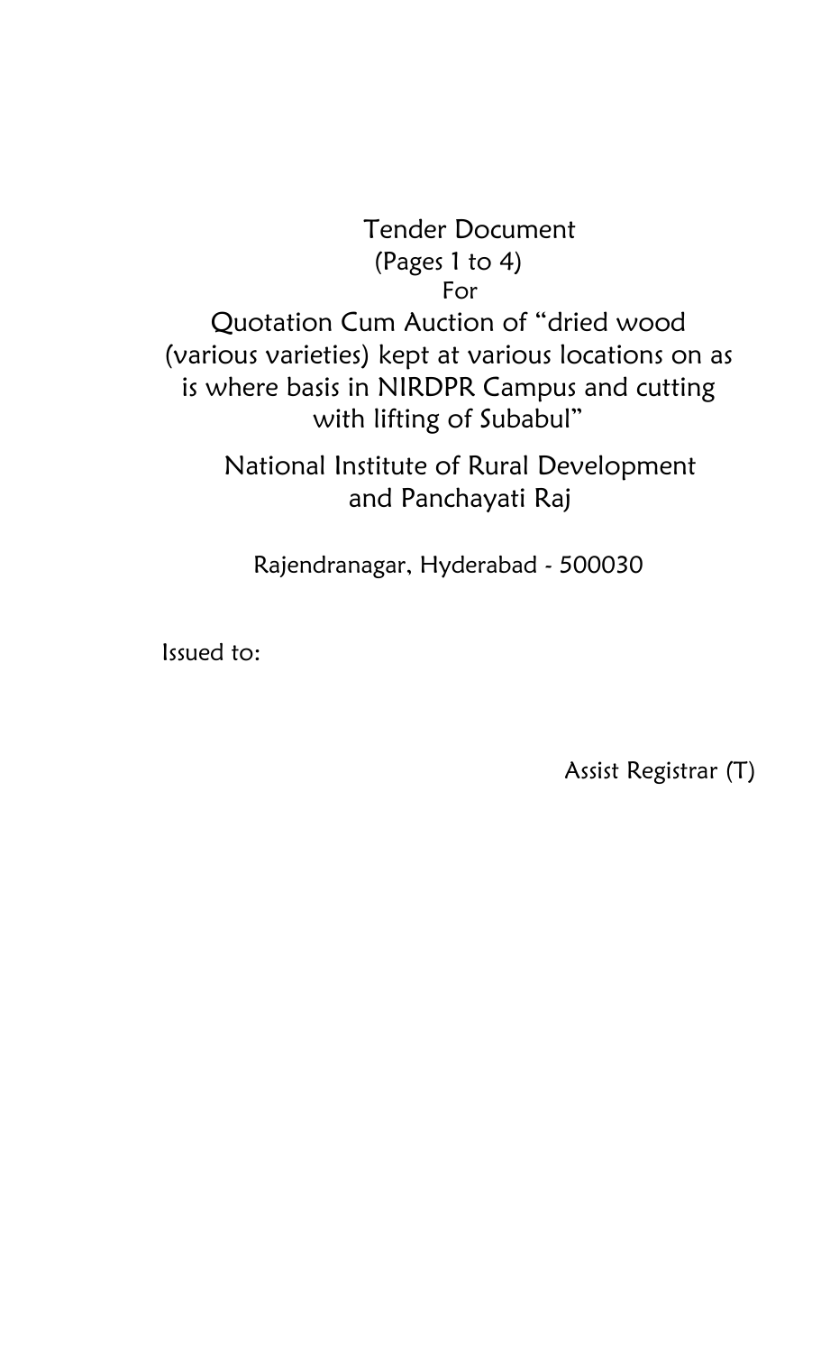# Tender Document

(Pages 1 to 4)

For

## Quotation Cum Auction of "dried wood (various varieties) kept at various locations on as is where basis in NIRDPR Campus and cutting with lifting of Subabul"

National Institute of Rural Development and Panchayati Raj

Rajendranagar, Hyderabad - 500030

Issued to:

Assist Registrar (T)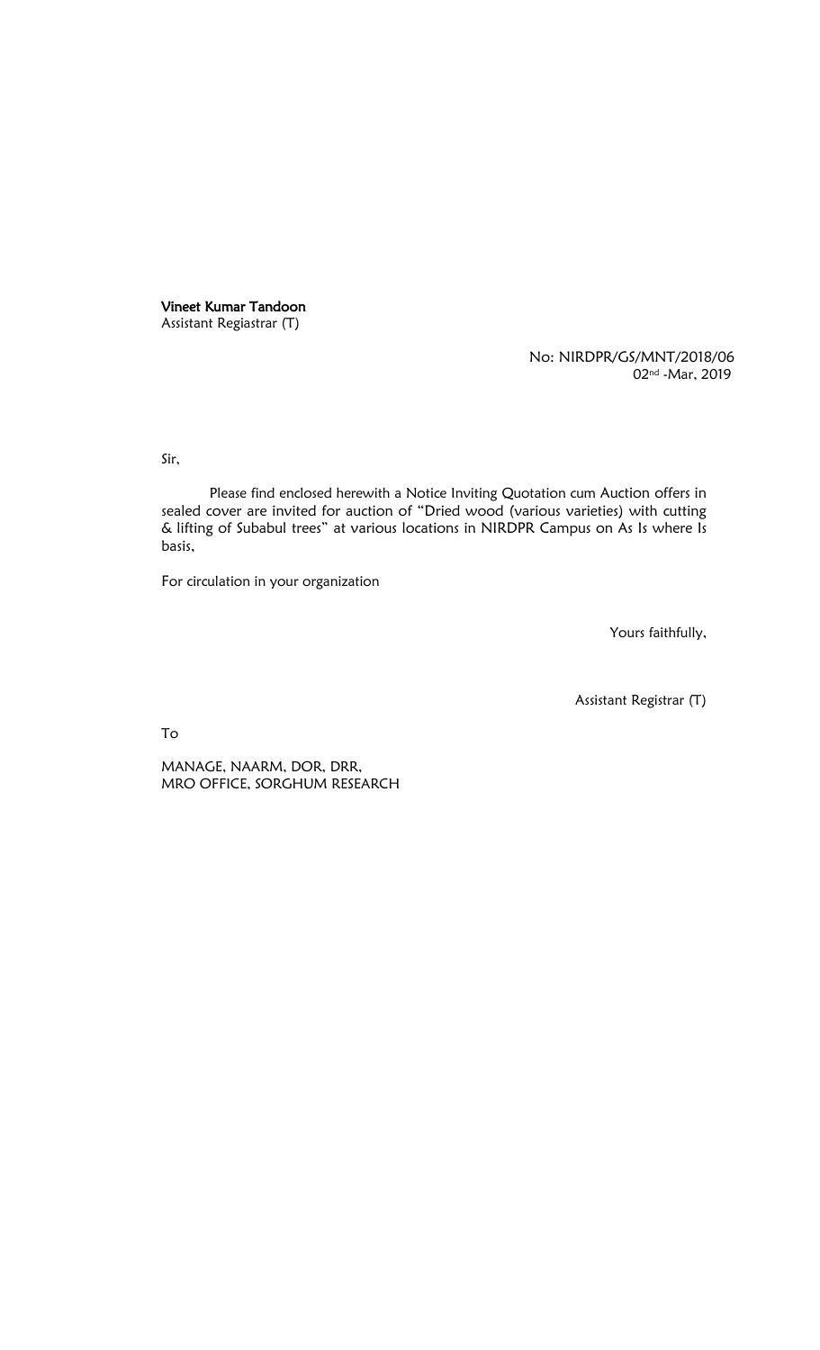**Vineet Kumar Tandoon**
Assistant Regiastrar (T)

No: NIRDPR/GS/MNT/2018/06
02nd -Mar, 2019

Sir,

Please find enclosed herewith a Notice Inviting Quotation cum Auction offers in sealed cover are invited for auction of "Dried wood (various varieties) with cutting & lifting of Subabul trees" at various locations in NIRDPR Campus on As Is where Is basis,

For circulation in your organization

Yours faithfully,

Assistant Registrar (T)

To

MANAGE, NAARM, DOR, DRR,
MRO OFFICE, SORGHUM RESEARCH